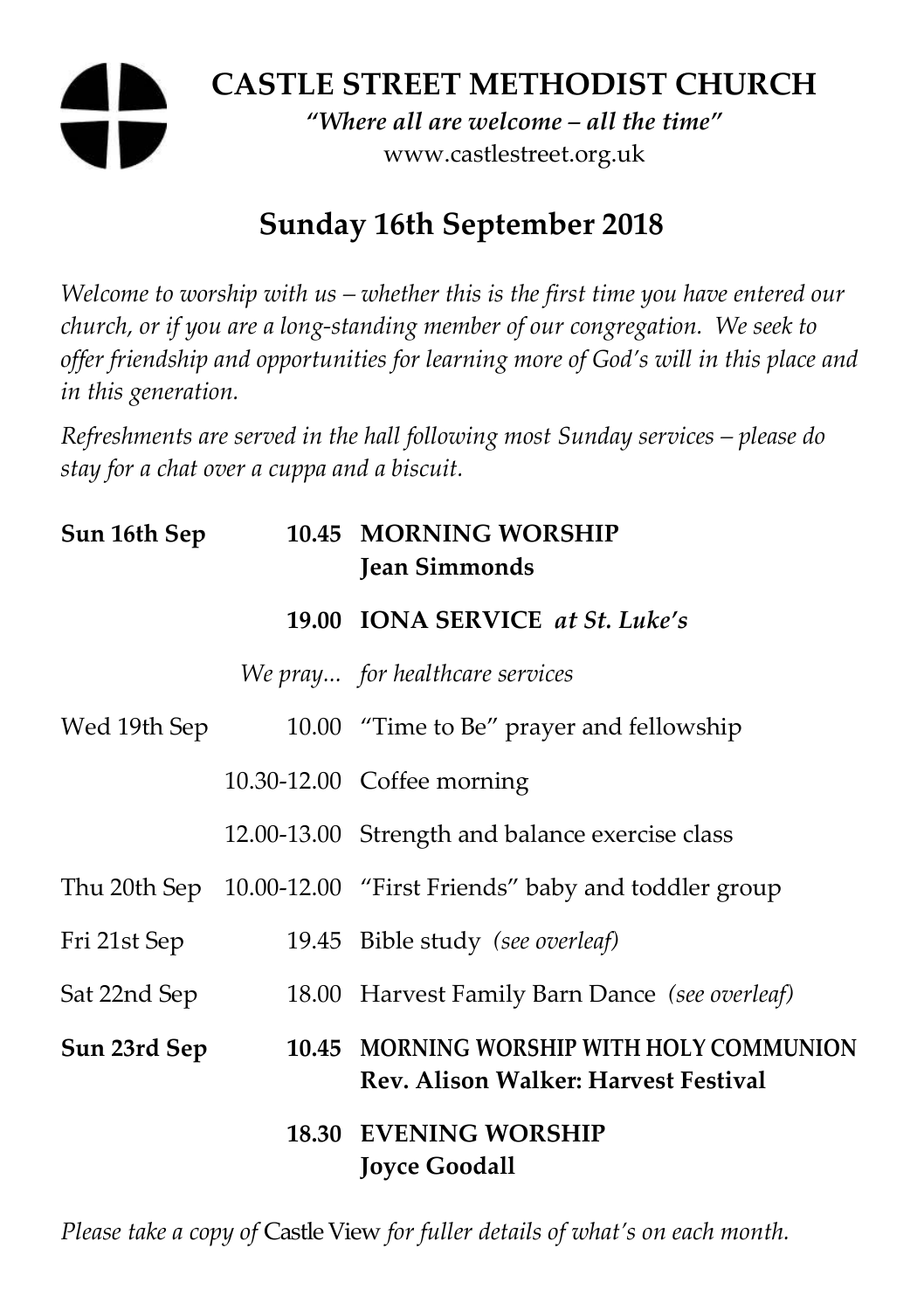# CASTLE STREET METHODIST CHURCH

*"Where all are welcome – all the time"*

www.castlestreet.org.uk

## Sunday 16th September 2018

*Welcome to worship with us – whether this is the first time you have entered our church, or if you are a long-standing member of our congregation. We seek to offer friendship and opportunities for learning more of God's will in this place and in this generation.*

*Refreshments are served in the hall following most Sunday services – please do stay for a chat over a cuppa and a biscuit.*

| | | |
|---|---|---|
| **Sun 16th Sep** | **10.45** | **MORNING WORSHIP**<br>**Jean Simmonds** |
| | **19.00** | **IONA SERVICE** ***at St. Luke's*** |
| | *We pray...* | *for healthcare services* |
| Wed 19th Sep | 10.00 | "Time to Be" prayer and fellowship |
| | 10.30-12.00 | Coffee morning |
| | 12.00-13.00 | Strength and balance exercise class |
| Thu 20th Sep | 10.00-12.00 | "First Friends" baby and toddler group |
| Fri 21st Sep | 19.45 | Bible study *(see overleaf)* |
| Sat 22nd Sep | 18.00 | Harvest Family Barn Dance *(see overleaf)* |
| **Sun 23rd Sep** | **10.45** | **MORNING WORSHIP WITH HOLY COMMUNION**<br>**Rev. Alison Walker: Harvest Festival** |
| | **18.30** | **EVENING WORSHIP**<br>**Joyce Goodall** |

*Please take a copy of* Castle View *for fuller details of what's on each month.*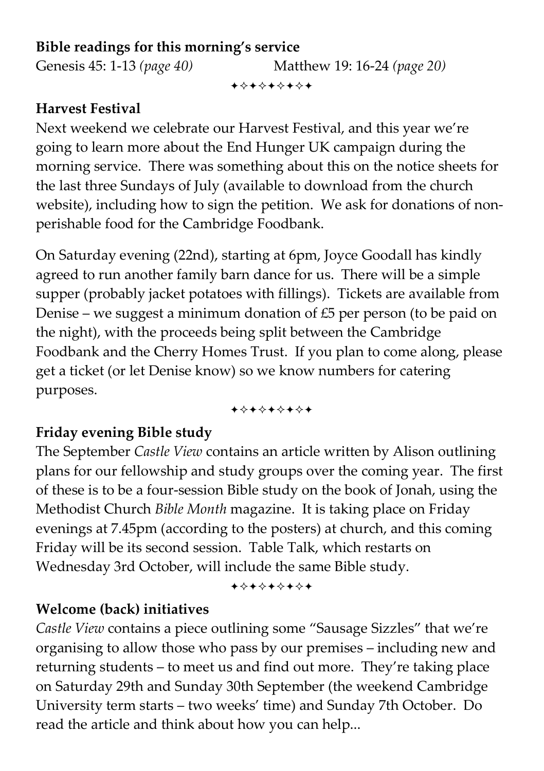**Bible readings for this morning's service**

Genesis 45: 1-13 *(page 40)* Matthew 19: 16-24 *(page 20)*

✦✧✦✧✦✧✦✧✦

**Harvest Festival**

Next weekend we celebrate our Harvest Festival, and this year we're going to learn more about the End Hunger UK campaign during the morning service. There was something about this on the notice sheets for the last three Sundays of July (available to download from the church website), including how to sign the petition. We ask for donations of non-perishable food for the Cambridge Foodbank.

On Saturday evening (22nd), starting at 6pm, Joyce Goodall has kindly agreed to run another family barn dance for us. There will be a simple supper (probably jacket potatoes with fillings). Tickets are available from Denise – we suggest a minimum donation of £5 per person (to be paid on the night), with the proceeds being split between the Cambridge Foodbank and the Cherry Homes Trust. If you plan to come along, please get a ticket (or let Denise know) so we know numbers for catering purposes.

✦✧✦✧✦✧✦✧✦

**Friday evening Bible study**

The September *Castle View* contains an article written by Alison outlining plans for our fellowship and study groups over the coming year. The first of these is to be a four-session Bible study on the book of Jonah, using the Methodist Church *Bible Month* magazine. It is taking place on Friday evenings at 7.45pm (according to the posters) at church, and this coming Friday will be its second session. Table Talk, which restarts on Wednesday 3rd October, will include the same Bible study.

✦✧✦✧✦✧✦✧✦

**Welcome (back) initiatives**

*Castle View* contains a piece outlining some "Sausage Sizzles" that we're organising to allow those who pass by our premises – including new and returning students – to meet us and find out more. They're taking place on Saturday 29th and Sunday 30th September (the weekend Cambridge University term starts – two weeks' time) and Sunday 7th October. Do read the article and think about how you can help...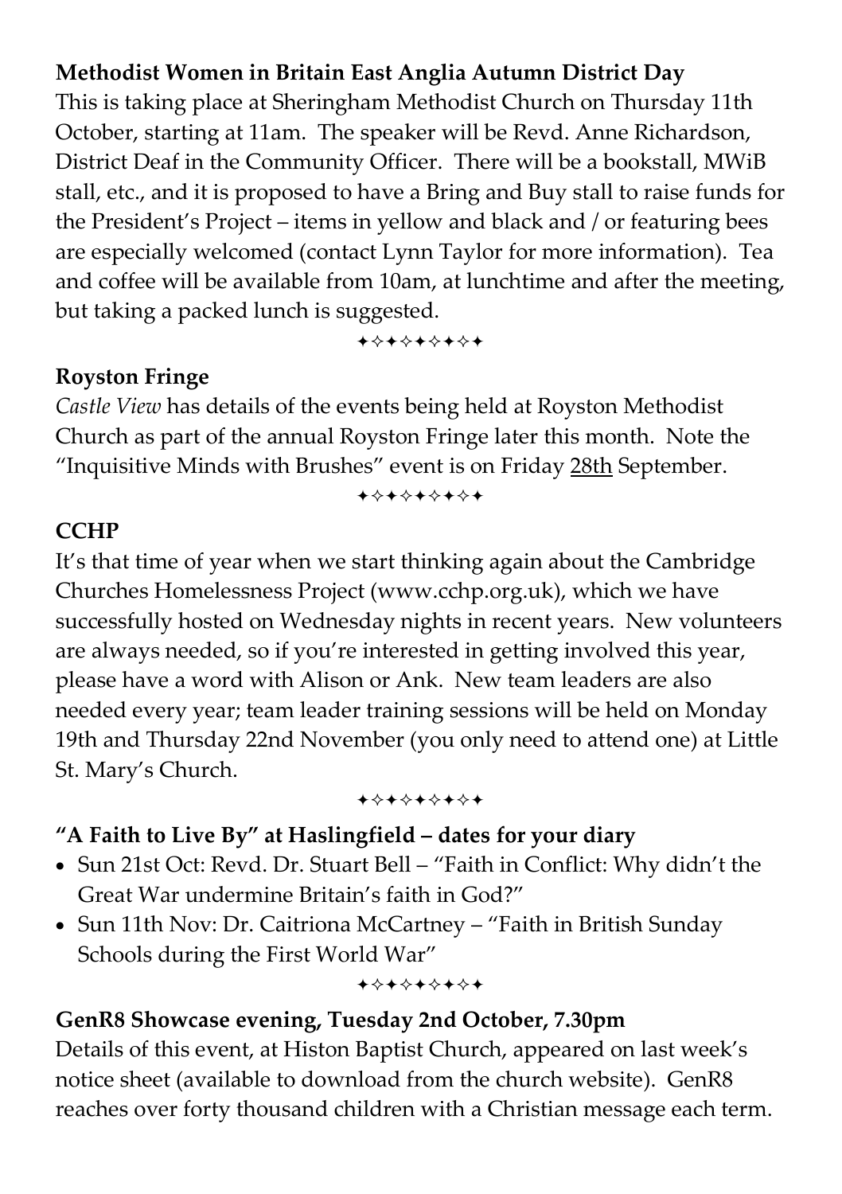**Methodist Women in Britain East Anglia Autumn District Day**

This is taking place at Sheringham Methodist Church on Thursday 11th October, starting at 11am. The speaker will be Revd. Anne Richardson, District Deaf in the Community Officer. There will be a bookstall, MWiB stall, etc., and it is proposed to have a Bring and Buy stall to raise funds for the President's Project – items in yellow and black and / or featuring bees are especially welcomed (contact Lynn Taylor for more information). Tea and coffee will be available from 10am, at lunchtime and after the meeting, but taking a packed lunch is suggested.

✦✧✦✧✦✧✦✧✦

**Royston Fringe**

*Castle View* has details of the events being held at Royston Methodist Church as part of the annual Royston Fringe later this month. Note the "Inquisitive Minds with Brushes" event is on Friday 28th September.

✦✧✦✧✦✧✦✧✦

**CCHP**

It's that time of year when we start thinking again about the Cambridge Churches Homelessness Project (www.cchp.org.uk), which we have successfully hosted on Wednesday nights in recent years. New volunteers are always needed, so if you're interested in getting involved this year, please have a word with Alison or Ank. New team leaders are also needed every year; team leader training sessions will be held on Monday 19th and Thursday 22nd November (you only need to attend one) at Little St. Mary's Church.

✦✧✦✧✦✧✦✧✦

**"A Faith to Live By" at Haslingfield – dates for your diary**

- Sun 21st Oct: Revd. Dr. Stuart Bell – "Faith in Conflict: Why didn't the Great War undermine Britain's faith in God?"
- Sun 11th Nov: Dr. Caitriona McCartney – "Faith in British Sunday Schools during the First World War"

✦✧✦✧✦✧✦✧✦

**GenR8 Showcase evening, Tuesday 2nd October, 7.30pm**

Details of this event, at Histon Baptist Church, appeared on last week's notice sheet (available to download from the church website). GenR8 reaches over forty thousand children with a Christian message each term.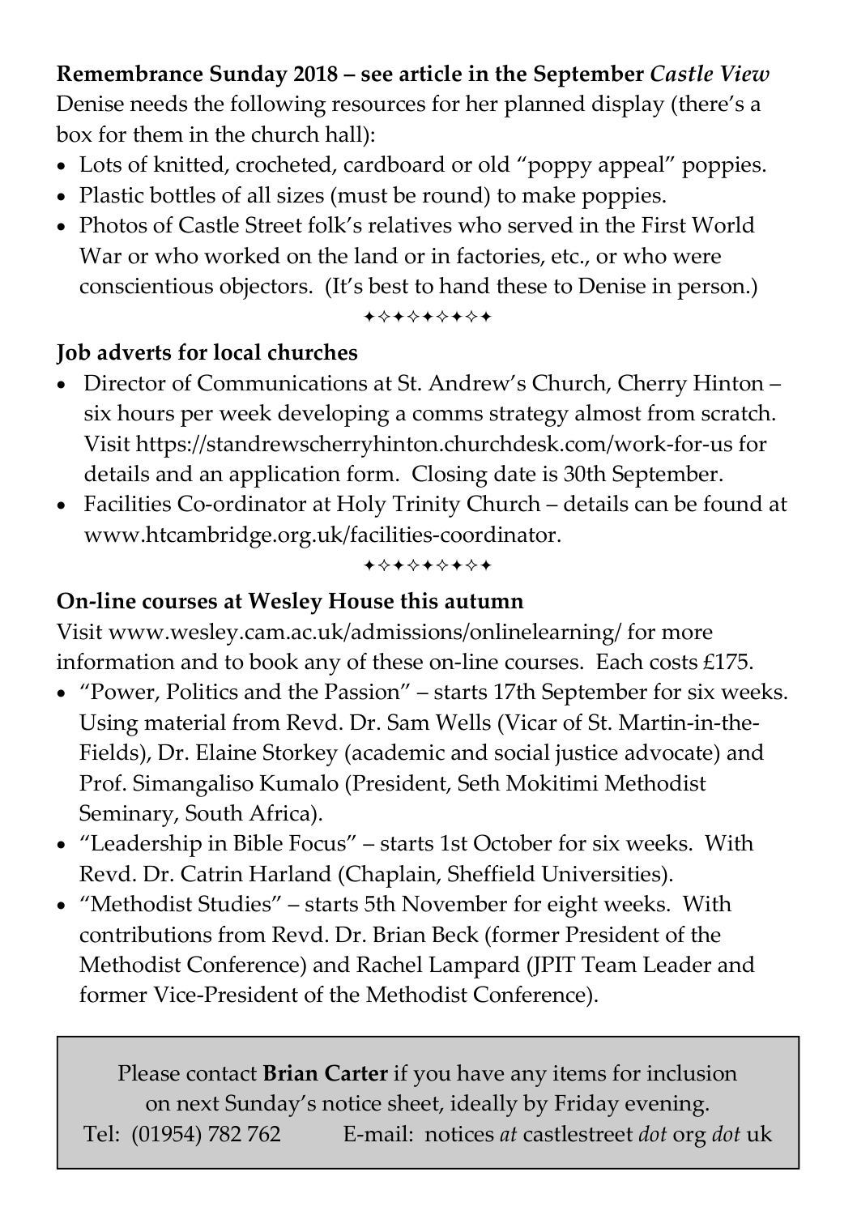**Remembrance Sunday 2018 – see article in the September *Castle View***

Denise needs the following resources for her planned display (there's a box for them in the church hall):

- Lots of knitted, crocheted, cardboard or old "poppy appeal" poppies.
- Plastic bottles of all sizes (must be round) to make poppies.
- Photos of Castle Street folk's relatives who served in the First World War or who worked on the land or in factories, etc., or who were conscientious objectors. (It's best to hand these to Denise in person.)

✦✧✦✧✦✧✦✧✦

**Job adverts for local churches**

- Director of Communications at St. Andrew's Church, Cherry Hinton – six hours per week developing a comms strategy almost from scratch. Visit https://standrewscherryhinton.churchdesk.com/work-for-us for details and an application form. Closing date is 30th September.
- Facilities Co-ordinator at Holy Trinity Church – details can be found at www.htcambridge.org.uk/facilities-coordinator.

✦✧✦✧✦✧✦✧✦

**On-line courses at Wesley House this autumn**

Visit www.wesley.cam.ac.uk/admissions/onlinelearning/ for more information and to book any of these on-line courses. Each costs £175.

- "Power, Politics and the Passion" – starts 17th September for six weeks. Using material from Revd. Dr. Sam Wells (Vicar of St. Martin-in-the-Fields), Dr. Elaine Storkey (academic and social justice advocate) and Prof. Simangaliso Kumalo (President, Seth Mokitimi Methodist Seminary, South Africa).
- "Leadership in Bible Focus" – starts 1st October for six weeks. With Revd. Dr. Catrin Harland (Chaplain, Sheffield Universities).
- "Methodist Studies" – starts 5th November for eight weeks. With contributions from Revd. Dr. Brian Beck (former President of the Methodist Conference) and Rachel Lampard (JPIT Team Leader and former Vice-President of the Methodist Conference).

Please contact **Brian Carter** if you have any items for inclusion on next Sunday's notice sheet, ideally by Friday evening.
Tel: (01954) 782 762 E-mail: notices *at* castlestreet *dot* org *dot* uk